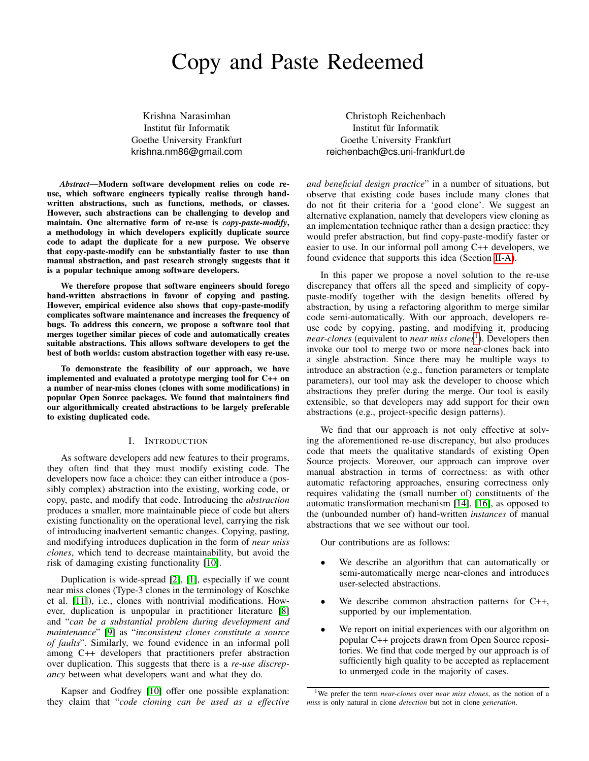# Copy and Paste Redeemed

Krishna Narasimhan
Institut für Informatik
Goethe University Frankfurt
krishna.nm86@gmail.com

Christoph Reichenbach
Institut für Informatik
Goethe University Frankfurt
reichenbach@cs.uni-frankfurt.de

***Abstract*—Modern software development relies on code re-use, which software engineers typically realise through hand-written abstractions, such as functions, methods, or classes. However, such abstractions can be challenging to develop and maintain. One alternative form of re-use is *copy-paste-modify*, a methodology in which developers explicitly duplicate source code to adapt the duplicate for a new purpose. We observe that copy-paste-modify can be substantially faster to use than manual abstraction, and past research strongly suggests that it is a popular technique among software developers.**

**We therefore propose that software engineers should forego hand-written abstractions in favour of copying and pasting. However, empirical evidence also shows that copy-paste-modify complicates software maintenance and increases the frequency of bugs. To address this concern, we propose a software tool that merges together similar pieces of code and automatically creates suitable abstractions. This allows software developers to get the best of both worlds: custom abstraction together with easy re-use.**

**To demonstrate the feasibility of our approach, we have implemented and evaluated a prototype merging tool for C++ on a number of near-miss clones (clones with some modifications) in popular Open Source packages. We found that maintainers find our algorithmically created abstractions to be largely preferable to existing duplicated code.**

## I. Introduction

As software developers add new features to their programs, they often find that they must modify existing code. The developers now face a choice: they can either introduce a (possibly complex) abstraction into the existing, working code, or copy, paste, and modify that code. Introducing the *abstraction* produces a smaller, more maintainable piece of code but alters existing functionality on the operational level, carrying the risk of introducing inadvertent semantic changes. Copying, pasting, and modifying introduces duplication in the form of *near miss clones*, which tend to decrease maintainability, but avoid the risk of damaging existing functionality [10].

Duplication is wide-spread [2], [1], especially if we count near miss clones (Type-3 clones in the terminology of Koschke et al. [11]), i.e., clones with nontrivial modifications. However, duplication is unpopular in practitioner literature [8] and "*can be a substantial problem during development and maintenance*" [9] as "*inconsistent clones constitute a source of faults*". Similarly, we found evidence in an informal poll among C++ developers that practitioners prefer abstraction over duplication. This suggests that there is a *re-use discrepancy* between what developers want and what they do.

Kapser and Godfrey [10] offer one possible explanation: they claim that "*code cloning can be used as a effective and beneficial design practice*" in a number of situations, but observe that existing code bases include many clones that do not fit their criteria for a 'good clone'. We suggest an alternative explanation, namely that developers view cloning as an implementation technique rather than a design practice: they would prefer abstraction, but find copy-paste-modify faster or easier to use. In our informal poll among C++ developers, we found evidence that supports this idea (Section II-A).

In this paper we propose a novel solution to the re-use discrepancy that offers all the speed and simplicity of copy-paste-modify together with the design benefits offered by abstraction, by using a refactoring algorithm to merge similar code semi-automatically. With our approach, developers re-use code by copying, pasting, and modifying it, producing *near-clones* (equivalent to *near miss clones*[1]). Developers then invoke our tool to merge two or more near-clones back into a single abstraction. Since there may be multiple ways to introduce an abstraction (e.g., function parameters or template parameters), our tool may ask the developer to choose which abstractions they prefer during the merge. Our tool is easily extensible, so that developers may add support for their own abstractions (e.g., project-specific design patterns).

We find that our approach is not only effective at solving the aforementioned re-use discrepancy, but also produces code that meets the qualitative standards of existing Open Source projects. Moreover, our approach can improve over manual abstraction in terms of correctness: as with other automatic refactoring approaches, ensuring correctness only requires validating the (small number of) constituents of the automatic transformation mechanism [14], [16], as opposed to the (unbounded number of) hand-written *instances* of manual abstractions that we see without our tool.

Our contributions are as follows:

- We describe an algorithm that can automatically or semi-automatically merge near-clones and introduces user-selected abstractions.
- We describe common abstraction patterns for C++, supported by our implementation.
- We report on initial experiences with our algorithm on popular C++ projects drawn from Open Source repositories. We find that code merged by our approach is of sufficiently high quality to be accepted as replacement to unmerged code in the majority of cases.

[1]We prefer the term *near-clones* over *near miss clones*, as the notion of a *miss* is only natural in clone *detection* but not in clone *generation*.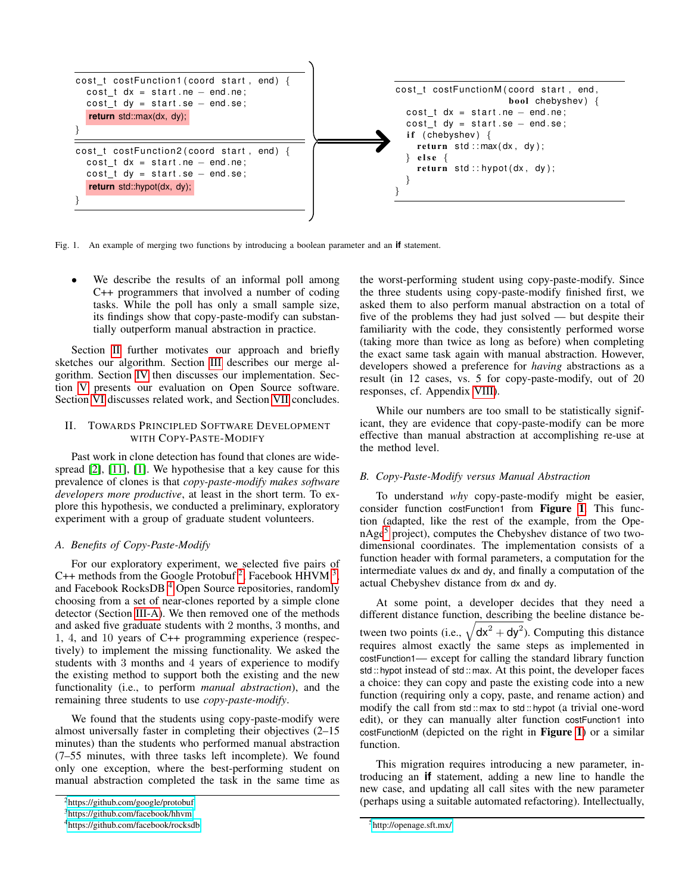```
cost_t costFunction1(coord start, end) {
  cost_t dx = start.ne - end.ne;
  cost_t dy = start.se - end.se;
  return std::max(dx, dy);
}
```

```
cost_t costFunction2(coord start, end) {
  cost_t dx = start.ne - end.ne;
  cost_t dy = start.se - end.se;
  return std::hypot(dx, dy);
}
```

```
cost_t costFunctionM(coord start, end,
                     bool chebyshev) {
  cost_t dx = start.ne - end.ne;
  cost_t dy = start.se - end.se;
  if (chebyshev) {
    return std::max(dx, dy);
  } else {
    return std::hypot(dx, dy);
  }
}
```

Fig. 1. An example of merging two functions by introducing a boolean parameter and an **if** statement.

- We describe the results of an informal poll among C++ programmers that involved a number of coding tasks. While the poll has only a small sample size, its findings show that copy-paste-modify can substantially outperform manual abstraction in practice.

Section II further motivates our approach and briefly sketches our algorithm. Section III describes our merge algorithm. Section IV then discusses our implementation. Section V presents our evaluation on Open Source software. Section VI discusses related work, and Section VII concludes.

## II. Towards Principled Software Development with Copy-Paste-Modify

Past work in clone detection has found that clones are widespread [2], [11], [1]. We hypothesise that a key cause for this prevalence of clones is that *copy-paste-modify makes software developers more productive*, at least in the short term. To explore this hypothesis, we conducted a preliminary, exploratory experiment with a group of graduate student volunteers.

### A. Benefits of Copy-Paste-Modify

For our exploratory experiment, we selected five pairs of C++ methods from the Google Protobuf [2], Facebook HHVM [3], and Facebook RocksDB [4] Open Source repositories, randomly choosing from a set of near-clones reported by a simple clone detector (Section III-A). We then removed one of the methods and asked five graduate students with 2 months, 3 months, and 1, 4, and 10 years of C++ programming experience (respectively) to implement the missing functionality. We asked the students with 3 months and 4 years of experience to modify the existing method to support both the existing and the new functionality (i.e., to perform *manual abstraction*), and the remaining three students to use *copy-paste-modify*.

We found that the students using copy-paste-modify were almost universally faster in completing their objectives (2–15 minutes) than the students who performed manual abstraction (7–55 minutes, with three tasks left incomplete). We found only one exception, where the best-performing student on manual abstraction completed the task in the same time as the worst-performing student using copy-paste-modify. Since the three students using copy-paste-modify finished first, we asked them to also perform manual abstraction on a total of five of the problems they had just solved — but despite their familiarity with the code, they consistently performed worse (taking more than twice as long as before) when completing the exact same task again with manual abstraction. However, developers showed a preference for *having* abstractions as a result (in 12 cases, vs. 5 for copy-paste-modify, out of 20 responses, cf. Appendix VIII).

While our numbers are too small to be statistically significant, they are evidence that copy-paste-modify can be more effective than manual abstraction at accomplishing re-use at the method level.

### B. Copy-Paste-Modify versus Manual Abstraction

To understand *why* copy-paste-modify might be easier, consider function costFunction1 from **Figure 1**. This function (adapted, like the rest of the example, from the OpenAge[5] project), computes the Chebyshev distance of two two-dimensional coordinates. The implementation consists of a function header with formal parameters, a computation for the intermediate values dx and dy, and finally a computation of the actual Chebyshev distance from dx and dy.

At some point, a developer decides that they need a different distance function, describing the beeline distance between two points (i.e., $\sqrt{dx^2 + dy^2}$). Computing this distance requires almost exactly the same steps as implemented in costFunction1— except for calling the standard library function std::hypot instead of std::max. At this point, the developer faces a choice: they can copy and paste the existing code into a new function (requiring only a copy, paste, and rename action) and modify the call from std::max to std::hypot (a trivial one-word edit), or they can manually alter function costFunction1 into costFunctionM (depicted on the right in **Figure 1**) or a similar function.

This migration requires introducing a new parameter, introducing an **if** statement, adding a new line to handle the new case, and updating all call sites with the new parameter (perhaps using a suitable automated refactoring). Intellectually,

[2] https://github.com/google/protobuf
[3] https://github.com/facebook/hhvm
[4] https://github.com/facebook/rocksdb
[5] http://openage.sft.mx/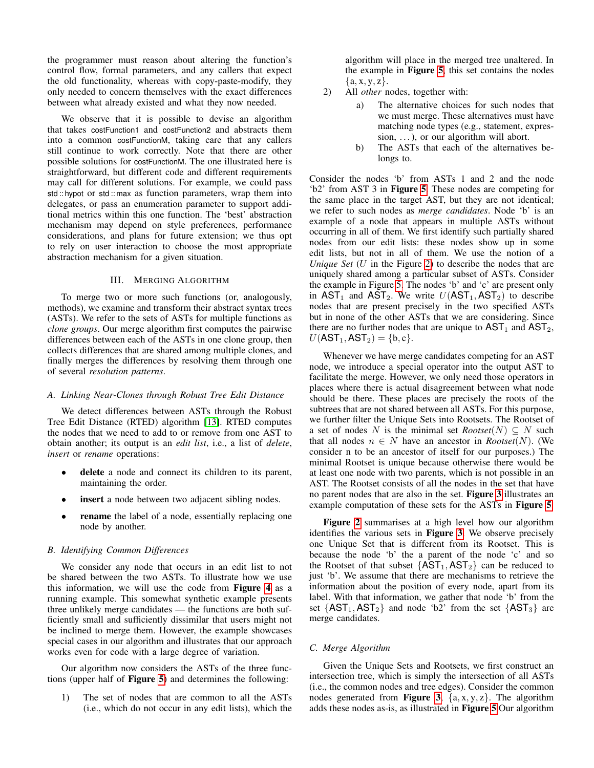the programmer must reason about altering the function's control flow, formal parameters, and any callers that expect the old functionality, whereas with copy-paste-modify, they only needed to concern themselves with the exact differences between what already existed and what they now needed.

We observe that it is possible to devise an algorithm that takes costFunction1 and costFunction2 and abstracts them into a common costFunctionM, taking care that any callers still continue to work correctly. Note that there are other possible solutions for costFunctionM. The one illustrated here is straightforward, but different code and different requirements may call for different solutions. For example, we could pass std::hypot or std::max as function parameters, wrap them into delegates, or pass an enumeration parameter to support additional metrics within this one function. The 'best' abstraction mechanism may depend on style preferences, performance considerations, and plans for future extension; we thus opt to rely on user interaction to choose the most appropriate abstraction mechanism for a given situation.

## III. Merging Algorithm

To merge two or more such functions (or, analogously, methods), we examine and transform their abstract syntax trees (ASTs). We refer to the sets of ASTs for multiple functions as *clone groups*. Our merge algorithm first computes the pairwise differences between each of the ASTs in one clone group, then collects differences that are shared among multiple clones, and finally merges the differences by resolving them through one of several *resolution patterns*.

### A. Linking Near-Clones through Robust Tree Edit Distance

We detect differences between ASTs through the Robust Tree Edit Distance (RTED) algorithm [13]. RTED computes the nodes that we need to add to or remove from one AST to obtain another; its output is an *edit list*, i.e., a list of *delete*, *insert* or *rename* operations:

- **delete** a node and connect its children to its parent, maintaining the order.
- **insert** a node between two adjacent sibling nodes.
- **rename** the label of a node, essentially replacing one node by another.

### B. Identifying Common Differences

We consider any node that occurs in an edit list to not be shared between the two ASTs. To illustrate how we use this information, we will use the code from **Figure 4** as a running example. This somewhat synthetic example presents three unlikely merge candidates — the functions are both sufficiently small and sufficiently dissimilar that users might not be inclined to merge them. However, the example showcases special cases in our algorithm and illustrates that our approach works even for code with a large degree of variation.

Our algorithm now considers the ASTs of the three functions (upper half of **Figure 5**) and determines the following:

1) The set of nodes that are common to all the ASTs (i.e., which do not occur in any edit lists), which the algorithm will place in the merged tree unaltered. In the example in **Figure 5**, this set contains the nodes $\{a, x, y, z\}$.
2) All *other* nodes, together with:
   a) The alternative choices for such nodes that we must merge. These alternatives must have matching node types (e.g., statement, expression, ...), or our algorithm will abort.
   b) The ASTs that each of the alternatives belongs to.

Consider the nodes 'b' from ASTs 1 and 2 and the node 'b2' from AST 3 in **Figure 5**. These nodes are competing for the same place in the target AST, but they are not identical; we refer to such nodes as *merge candidates*. Node 'b' is an example of a node that appears in multiple ASTs without occurring in all of them. We first identify such partially shared nodes from our edit lists: these nodes show up in some edit lists, but not in all of them. We use the notion of a *Unique Set* ($U$ in the Figure 2) to describe the nodes that are uniquely shared among a particular subset of ASTs. Consider the example in Figure 5. The nodes 'b' and 'c' are present only in $\mathsf{AST}_1$ and $\mathsf{AST}_2$. We write $U(\mathsf{AST}_1, \mathsf{AST}_2)$ to describe nodes that are present precisely in the two specified ASTs but in none of the other ASTs that we are considering. Since there are no further nodes that are unique to $\mathsf{AST}_1$ and $\mathsf{AST}_2$, $U(\mathsf{AST}_1, \mathsf{AST}_2) = \{b, c\}$.

Whenever we have merge candidates competing for an AST node, we introduce a special operator into the output AST to facilitate the merge. However, we only need those operators in places where there is actual disagreement between what node should be there. These places are precisely the roots of the subtrees that are not shared between all ASTs. For this purpose, we further filter the Unique Sets into Rootsets. The Rootset of a set of nodes $N$ is the minimal set $\mathit{Rootset}(N) \subseteq N$ such that all nodes $n \in N$ have an ancestor in $\mathit{Rootset}(N)$. (We consider n to be an ancestor of itself for our purposes.) The minimal Rootset is unique because otherwise there would be at least one node with two parents, which is not possible in an AST. The Rootset consists of all the nodes in the set that have no parent nodes that are also in the set. **Figure 3** illustrates an example computation of these sets for the ASTs in **Figure 5**.

**Figure 2** summarises at a high level how our algorithm identifies the various sets in **Figure 3**. We observe precisely one Unique Set that is different from its Rootset. This is because the node 'b' the a parent of the node 'c' and so the Rootset of that subset $\{\mathsf{AST}_1, \mathsf{AST}_2\}$ can be reduced to just 'b'. We assume that there are mechanisms to retrieve the information about the position of every node, apart from its label. With that information, we gather that node 'b' from the set $\{\mathsf{AST}_1, \mathsf{AST}_2\}$ and node 'b2' from the set $\{\mathsf{AST}_3\}$ are merge candidates.

### C. Merge Algorithm

Given the Unique Sets and Rootsets, we first construct an intersection tree, which is simply the intersection of all ASTs (i.e., the common nodes and tree edges). Consider the common nodes generated from **Figure 3**, $\{a, x, y, z\}$. The algorithm adds these nodes as-is, as illustrated in **Figure 5** Our algorithm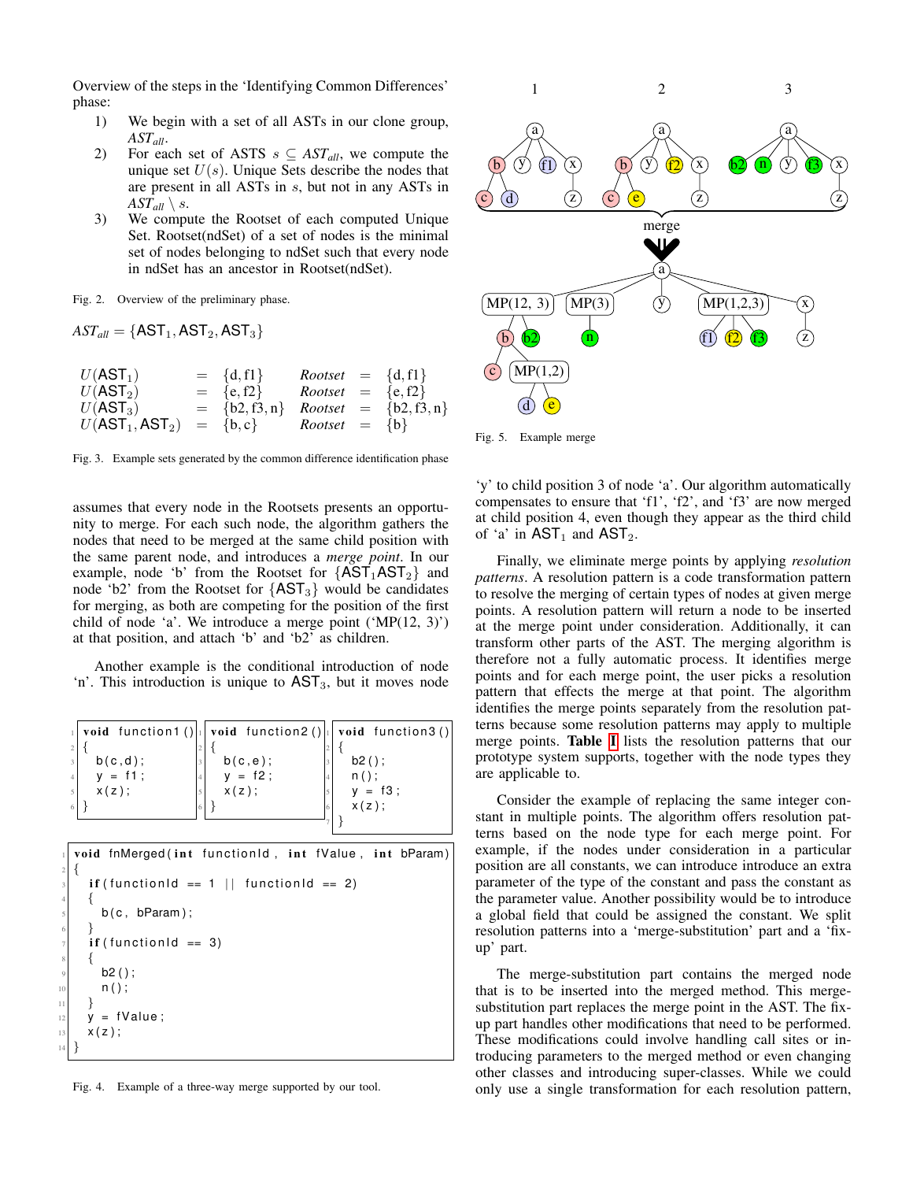Overview of the steps in the 'Identifying Common Differences' phase:

1) We begin with a set of all ASTs in our clone group, $AST_{all}$.
2) For each set of ASTS $s \subseteq AST_{all}$, we compute the unique set $U(s)$. Unique Sets describe the nodes that are present in all ASTs in $s$, but not in any ASTs in $AST_{all} \setminus s$.
3) We compute the Rootset of each computed Unique Set. Rootset(ndSet) of a set of nodes is the minimal set of nodes belonging to ndSet such that every node in ndSet has an ancestor in Rootset(ndSet).

Fig. 2. Overview of the preliminary phase.

$$AST_{all} = \{\mathsf{AST}_1, \mathsf{AST}_2, \mathsf{AST}_3\}$$

$$
\begin{array}{llllll}
U(\mathsf{AST}_1) & = & \{d, f1\} & Rootset & = & \{d, f1\} \\
U(\mathsf{AST}_2) & = & \{e, f2\} & Rootset & = & \{e, f2\} \\
U(\mathsf{AST}_3) & = & \{b2, f3, n\} & Rootset & = & \{b2, f3, n\} \\
U(\mathsf{AST}_1, \mathsf{AST}_2) & = & \{b, c\} & Rootset & = & \{b\}
\end{array}
$$

Fig. 3. Example sets generated by the common difference identification phase

assumes that every node in the Rootsets presents an opportunity to merge. For each such node, the algorithm gathers the nodes that need to be merged at the same child position with the same parent node, and introduces a *merge point*. In our example, node 'b' from the Rootset for $\{\mathsf{AST}_1\mathsf{AST}_2\}$ and node 'b2' from the Rootset for $\{\mathsf{AST}_3\}$ would be candidates for merging, as both are competing for the position of the first child of node 'a'. We introduce a merge point ('MP(12, 3)') at that position, and attach 'b' and 'b2' as children.

Another example is the conditional introduction of node 'n'. This introduction is unique to $\mathsf{AST}_3$, but it moves node 'y' to child position 3 of node 'a'. Our algorithm automatically compensates to ensure that 'f1', 'f2', and 'f3' are now merged at child position 4, even though they appear as the third child of 'a' in $\mathsf{AST}_1$ and $\mathsf{AST}_2$.

```
void function1()
{
  b(c,d);
  y = f1;
  x(z);
}
```

```
void function2()
{
  b(c,e);
  y = f2;
  x(z);
}
```

```
void function3()
{
  b2();
  n();
  y = f3;
  x(z);
}
```

```
void fnMerged(int functionId, int fValue, int bParam)
{
  if(functionId == 1 || functionId == 2)
  {
    b(c, bParam);
  }
  if(functionId == 3)
  {
    b2();
    n();
  }
  y = fValue;
  x(z);
}
```

Fig. 4. Example of a three-way merge supported by our tool.

Fig. 5. Example merge

Finally, we eliminate merge points by applying *resolution patterns*. A resolution pattern is a code transformation pattern to resolve the merging of certain types of nodes at given merge points. A resolution pattern will return a node to be inserted at the merge point under consideration. Additionally, it can transform other parts of the AST. The merging algorithm is therefore not a fully automatic process. It identifies merge points and for each merge point, the user picks a resolution pattern that effects the merge at that point. The algorithm identifies the merge points separately from the resolution patterns because some resolution patterns may apply to multiple merge points. **Table I** lists the resolution patterns that our prototype system supports, together with the node types they are applicable to.

Consider the example of replacing the same integer constant in multiple points. The algorithm offers resolution patterns based on the node type for each merge point. For example, if the nodes under consideration in a particular position are all constants, we can introduce introduce an extra parameter of the type of the constant and pass the constant as the parameter value. Another possibility would be to introduce a global field that could be assigned the constant. We split resolution patterns into a 'merge-substitution' part and a 'fix-up' part.

The merge-substitution part contains the merged node that is to be inserted into the merged method. This merge-substitution part replaces the merge point in the AST. The fix-up part handles other modifications that need to be performed. These modifications could involve handling call sites or introducing parameters to the merged method or even changing other classes and introducing super-classes. While we could only use a single transformation for each resolution pattern,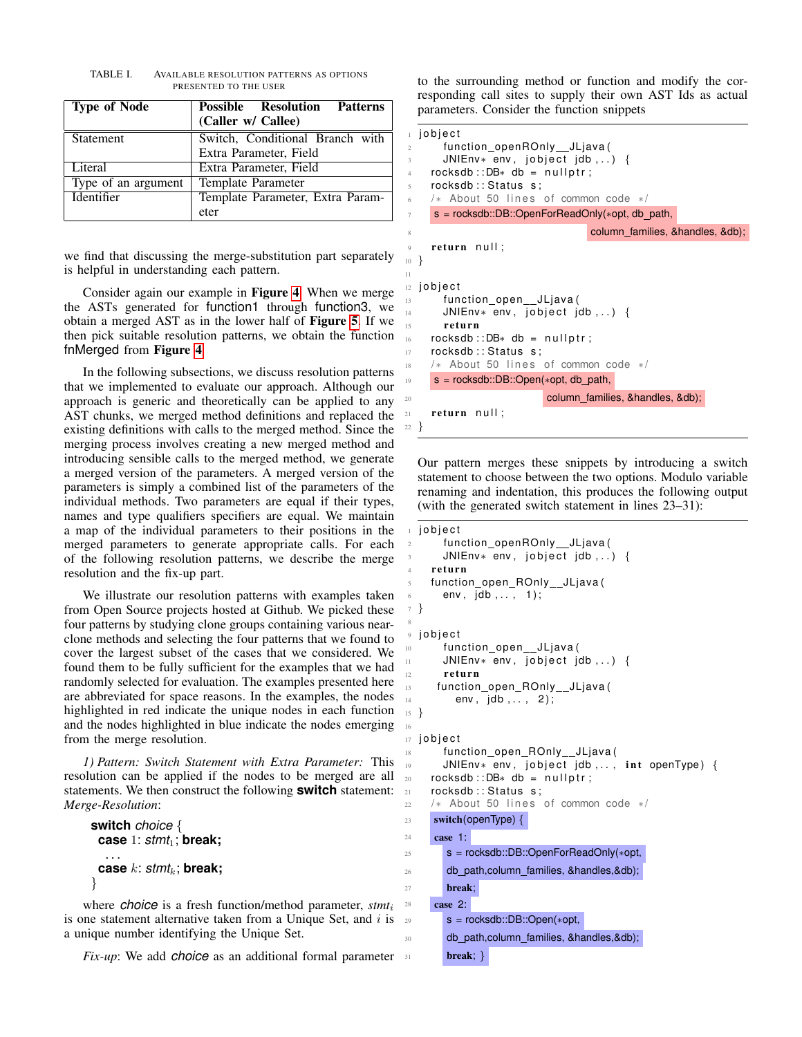TABLE I. AVAILABLE RESOLUTION PATTERNS AS OPTIONS PRESENTED TO THE USER

| Type of Node | Possible Resolution Patterns (Caller w/ Callee) |
|---|---|
| Statement | Switch, Conditional Branch with Extra Parameter, Field |
| Literal | Extra Parameter, Field |
| Type of an argument | Template Parameter |
| Identifier | Template Parameter, Extra Parameter |

we find that discussing the merge-substitution part separately is helpful in understanding each pattern.

Consider again our example in **Figure 4**. When we merge the ASTs generated for function1 through function3, we obtain a merged AST as in the lower half of **Figure 5**. If we then pick suitable resolution patterns, we obtain the function fnMerged from **Figure 4**.

In the following subsections, we discuss resolution patterns that we implemented to evaluate our approach. Although our approach is generic and theoretically can be applied to any AST chunks, we merged method definitions and replaced the existing definitions with calls to the merged method. Since the merging process involves creating a new merged method and introducing sensible calls to the merged method, we generate a merged version of the parameters. A merged version of the parameters is simply a combined list of the parameters of the individual methods. Two parameters are equal if their types, names and type qualifiers specifiers are equal. We maintain a map of the individual parameters to their positions in the merged parameters to generate appropriate calls. For each of the following resolution patterns, we describe the merge resolution and the fix-up part.

We illustrate our resolution patterns with examples taken from Open Source projects hosted at Github. We picked these four patterns by studying clone groups containing various near-clone methods and selecting the four patterns that we found to cover the largest subset of the cases that we considered. We found them to be fully sufficient for the examples that we had randomly selected for evaluation. The examples presented here are abbreviated for space reasons. In the examples, the nodes highlighted in red indicate the unique nodes in each function and the nodes highlighted in blue indicate the nodes emerging from the merge resolution.

*1) Pattern: Switch Statement with Extra Parameter:* This resolution can be applied if the nodes to be merged are all statements. We then construct the following **switch** statement: *Merge-Resolution*:

```
switch choice {
  case 1: stmt_1; break;
    ...
  case k: stmt_k; break;
}
```

where *choice* is a fresh function/method parameter, $stmt_i$ is one statement alternative taken from a Unique Set, and $i$ is a unique number identifying the Unique Set.

*Fix-up*: We add *choice* as an additional formal parameter to the surrounding method or function and modify the corresponding call sites to supply their own AST Ids as actual parameters. Consider the function snippets

```
jobject
    function_openROnly__JLjava(
    JNIEnv* env, jobject jdb,..) {
  rocksdb::DB* db = nullptr;
  rocksdb::Status s;
  /* About 50 lines of common code */
  s = rocksdb::DB::OpenForReadOnly(*opt, db_path,
                                   column_families, &handles, &db);
  return null;
}

jobject
    function_open__JLjava(
    JNIEnv* env, jobject jdb,..) {
    return
  rocksdb::DB* db = nullptr;
  rocksdb::Status s;
  /* About 50 lines of common code */
  s = rocksdb::DB::Open(*opt, db_path,
                        column_families, &handles, &db);
  return null;
}
```

Our pattern merges these snippets by introducing a switch statement to choose between the two options. Modulo variable renaming and indentation, this produces the following output (with the generated switch statement in lines 23–31):

```
jobject
    function_openROnly__JLjava(
    JNIEnv* env, jobject jdb,..) {
  return
  function_open_ROnly__JLjava(
    env, jdb,.., 1);
}

jobject
    function_open__JLjava(
    JNIEnv* env, jobject jdb,..) {
    return
   function_open_ROnly__JLjava(
      env, jdb,.., 2);
}

jobject
    function_open_ROnly__JLjava(
    JNIEnv* env, jobject jdb,.., int openType) {
  rocksdb::DB* db = nullptr;
  rocksdb::Status s;
  /* About 50 lines of common code */
  switch(openType) {
  case 1:
    s = rocksdb::DB::OpenForReadOnly(*opt,
    db_path,column_families, &handles,&db);
    break;
  case 2:
    s = rocksdb::DB::Open(*opt,
    db_path,column_families, &handles,&db);
    break; }
```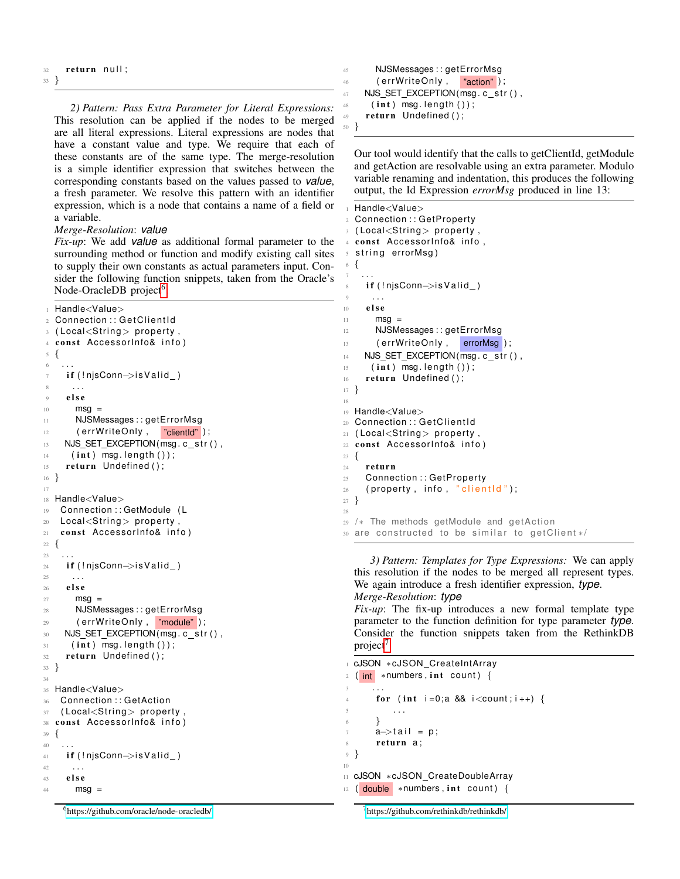```
32     return null;
33 }
```

*2) Pattern: Pass Extra Parameter for Literal Expressions:* This resolution can be applied if the nodes to be merged are all literal expressions. Literal expressions are nodes that have a constant value and type. We require that each of these constants are of the same type. The merge-resolution is a simple identifier expression that switches between the corresponding constants based on the values passed to *value*, a fresh parameter. We resolve this pattern with an identifier expression, which is a node that contains a name of a field or a variable.

*Merge-Resolution*: *value*

*Fix-up*: We add *value* as additional formal parameter to the surrounding method or function and modify existing call sites to supply their own constants as actual parameters input. Consider the following function snippets, taken from the Oracle's Node-OracleDB project[6].

```
1  Handle<Value>
2  Connection::GetClientId
3  (Local<String> property,
4  const AccessorInfo& info)
5  {
6    ...
7    if(!njsConn->isValid_)
8      ...
9    else
10     msg =
11     NJSMessages::getErrorMsg
12     (errWriteOnly, "clientId");
13   NJS_SET_EXCEPTION(msg.c_str(),
14     (int) msg.length());
15   return Undefined();
16 }
17
18 Handle<Value>
19  Connection::GetModule (L
20  Local<String> property,
21  const AccessorInfo& info)
22 {
23   ...
24   if(!njsConn->isValid_)
25     ...
26   else
27     msg =
28     NJSMessages::getErrorMsg
29     (errWriteOnly, "module");
30   NJS_SET_EXCEPTION(msg.c_str(),
31     (int) msg.length());
32   return Undefined();
33 }
34
35 Handle<Value>
36  Connection::GetAction
37  (Local<String> property,
38 const AccessorInfo& info)
39 {
40   ...
41   if(!njsConn->isValid_)
42     ...
43   else
44     msg =
45     NJSMessages::getErrorMsg
46     (errWriteOnly, "action");
47   NJS_SET_EXCEPTION(msg.c_str(),
48     (int) msg.length());
49   return Undefined();
50 }
```

Our tool would identify that the calls to getClientId, getModule and getAction are resolvable using an extra parameter. Modulo variable renaming and indentation, this produces the following output, the Id Expression *errorMsg* produced in line 13:

```
1  Handle<Value>
2  Connection::GetProperty
3  (Local<String> property,
4  const AccessorInfo& info,
5  string errorMsg)
6  {
7    ...
8    if(!njsConn->isValid_)
9      ...
10   else
11     msg =
12     NJSMessages::getErrorMsg
13     (errWriteOnly, errorMsg);
14   NJS_SET_EXCEPTION(msg.c_str(),
15     (int) msg.length());
16   return Undefined();
17 }
18
19 Handle<Value>
20 Connection::GetClientId
21 (Local<String> property,
22 const AccessorInfo& info)
23 {
24   return
25   Connection::GetProperty
26   (property, info, "clientId");
27 }
28
29 /* The methods getModule and getAction
30 are constructed to be similar to getClient*/
```

*3) Pattern: Templates for Type Expressions:* We can apply this resolution if the nodes to be merged all represent types. We again introduce a fresh identifier expression, *type*.

*Merge-Resolution*: *type*

*Fix-up*: The fix-up introduces a new formal template type parameter to the function definition for type parameter *type*. Consider the function snippets taken from the RethinkDB project[7].

```
1  cJSON *cJSON_CreateIntArray
2  (int *numbers,int count) {
3      ...
4      for (int i=0;a && i<count;i++) {
5          ...
6      }
7      a->tail = p;
8      return a;
9  }
10
11 cJSON *cJSON_CreateDoubleArray
12 (double *numbers,int count) {
```

[6] https://github.com/oracle/node-oracledb/

[7] https://github.com/rethinkdb/rethinkdb/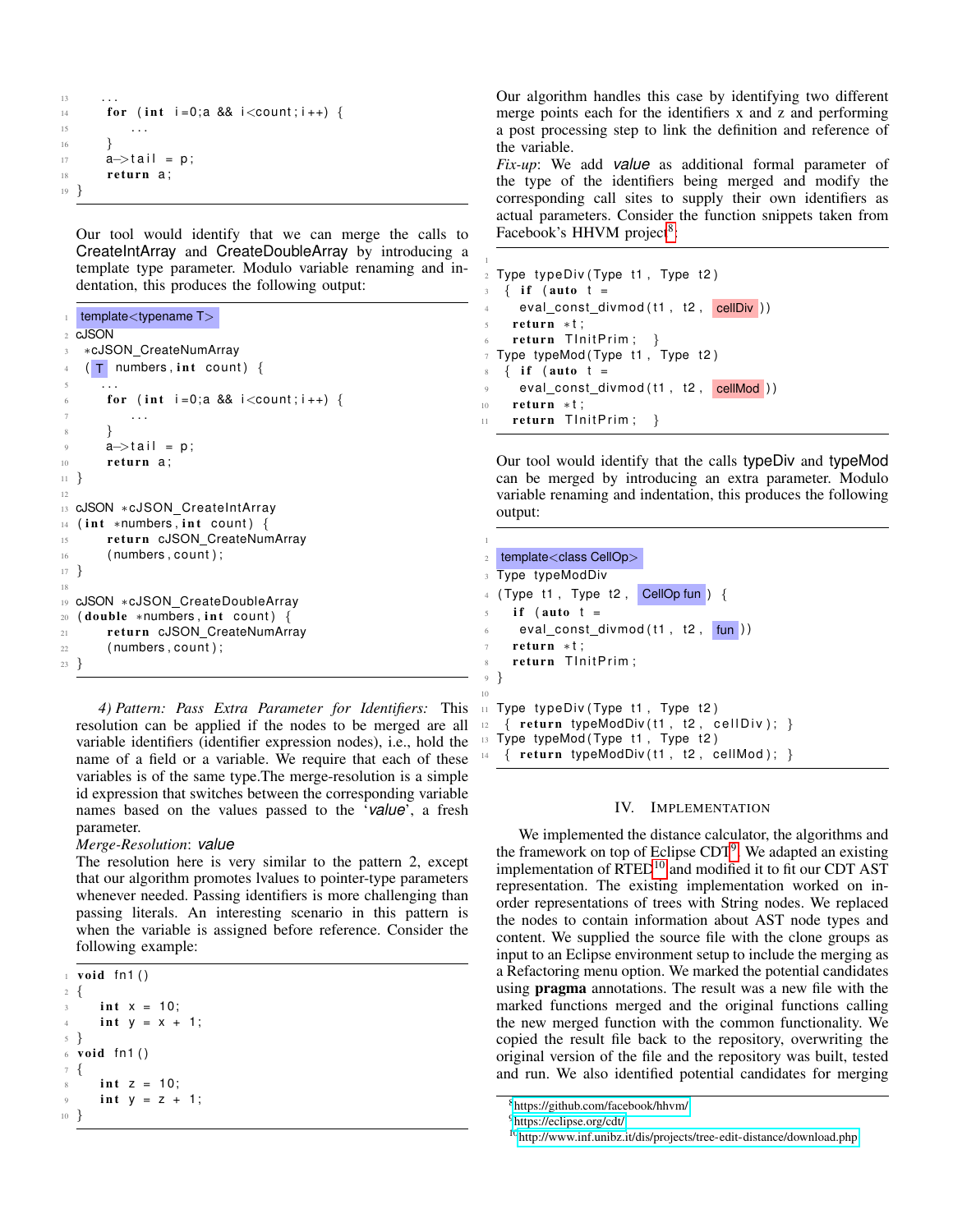```
13      ...
14      for (int i=0;a && i<count;i++) {
15          ...
16      }
17      a->tail = p;
18      return a;
19  }
```

Our tool would identify that we can merge the calls to CreateIntArray and CreateDoubleArray by introducing a template type parameter. Modulo variable renaming and indentation, this produces the following output:

```
1  template<typename T>
2  cJSON
3   *cJSON_CreateNumArray
4   ( T  numbers, int  count) {
5      ...
6      for (int i=0;a && i<count;i++) {
7          ...
8      }
9      a->tail = p;
10     return a;
11 }
12
13 cJSON *cJSON_CreateIntArray
14 (int *numbers, int count) {
15     return cJSON_CreateNumArray
16     (numbers, count);
17 }
18
19 cJSON *cJSON_CreateDoubleArray
20 (double *numbers, int count) {
21     return cJSON_CreateNumArray
22     (numbers, count);
23 }
```

*4) Pattern: Pass Extra Parameter for Identifiers:* This resolution can be applied if the nodes to be merged are all variable identifiers (identifier expression nodes), i.e., hold the name of a field or a variable. We require that each of these variables is of the same type.The merge-resolution is a simple id expression that switches between the corresponding variable names based on the values passed to the '*value*', a fresh parameter.

*Merge-Resolution*: *value*

The resolution here is very similar to the pattern 2, except that our algorithm promotes lvalues to pointer-type parameters whenever needed. Passing identifiers is more challenging than passing literals. An interesting scenario in this pattern is when the variable is assigned before reference. Consider the following example:

```
1  void fn1()
2  {
3      int x = 10;
4      int y = x + 1;
5  }
6  void fn1()
7  {
8      int z = 10;
9      int y = z + 1;
10 }
```

Our algorithm handles this case by identifying two different merge points each for the identifiers x and z and performing a post processing step to link the definition and reference of the variable.

*Fix-up*: We add *value* as additional formal parameter of the type of the identifiers being merged and modify the corresponding call sites to supply their own identifiers as actual parameters. Consider the function snippets taken from Facebook's HHVM project[8].

```
1
2  Type typeDiv(Type t1, Type t2)
3   { if (auto t =
4      eval_const_divmod(t1, t2, cellDiv ))
5     return *t;
6     return TInitPrim;  }
7  Type typeMod(Type t1, Type t2)
8   { if (auto t =
9      eval_const_divmod(t1, t2, cellMod ))
10    return *t;
11    return TInitPrim;  }
```

Our tool would identify that the calls typeDiv and typeMod can be merged by introducing an extra parameter. Modulo variable renaming and indentation, this produces the following output:

```
1
2  template<class CellOp>
3  Type typeModDiv
4  (Type t1, Type t2, CellOp fun ) {
5     if (auto t =
6      eval_const_divmod(t1, t2, fun ))
7     return *t;
8     return TInitPrim;
9  }
10
11 Type typeDiv(Type t1, Type t2)
12  { return typeModDiv(t1, t2, cellDiv); }
13 Type typeMod(Type t1, Type t2)
14  { return typeModDiv(t1, t2, cellMod); }
```

## IV. Implementation

We implemented the distance calculator, the algorithms and the framework on top of Eclipse CDT[9]. We adapted an existing implementation of RTED[10] and modified it to fit our CDT AST representation. The existing implementation worked on in-order representations of trees with String nodes. We replaced the nodes to contain information about AST node types and content. We supplied the source file with the clone groups as input to an Eclipse environment setup to include the merging as a Refactoring menu option. We marked the potential candidates using **pragma** annotations. The result was a new file with the marked functions merged and the original functions calling the new merged function with the common functionality. We copied the result file back to the repository, overwriting the original version of the file and the repository was built, tested and run. We also identified potential candidates for merging

[8] https://github.com/facebook/hhvm/

[9] https://eclipse.org/cdt/

[10] http://www.inf.unibz.it/dis/projects/tree-edit-distance/download.php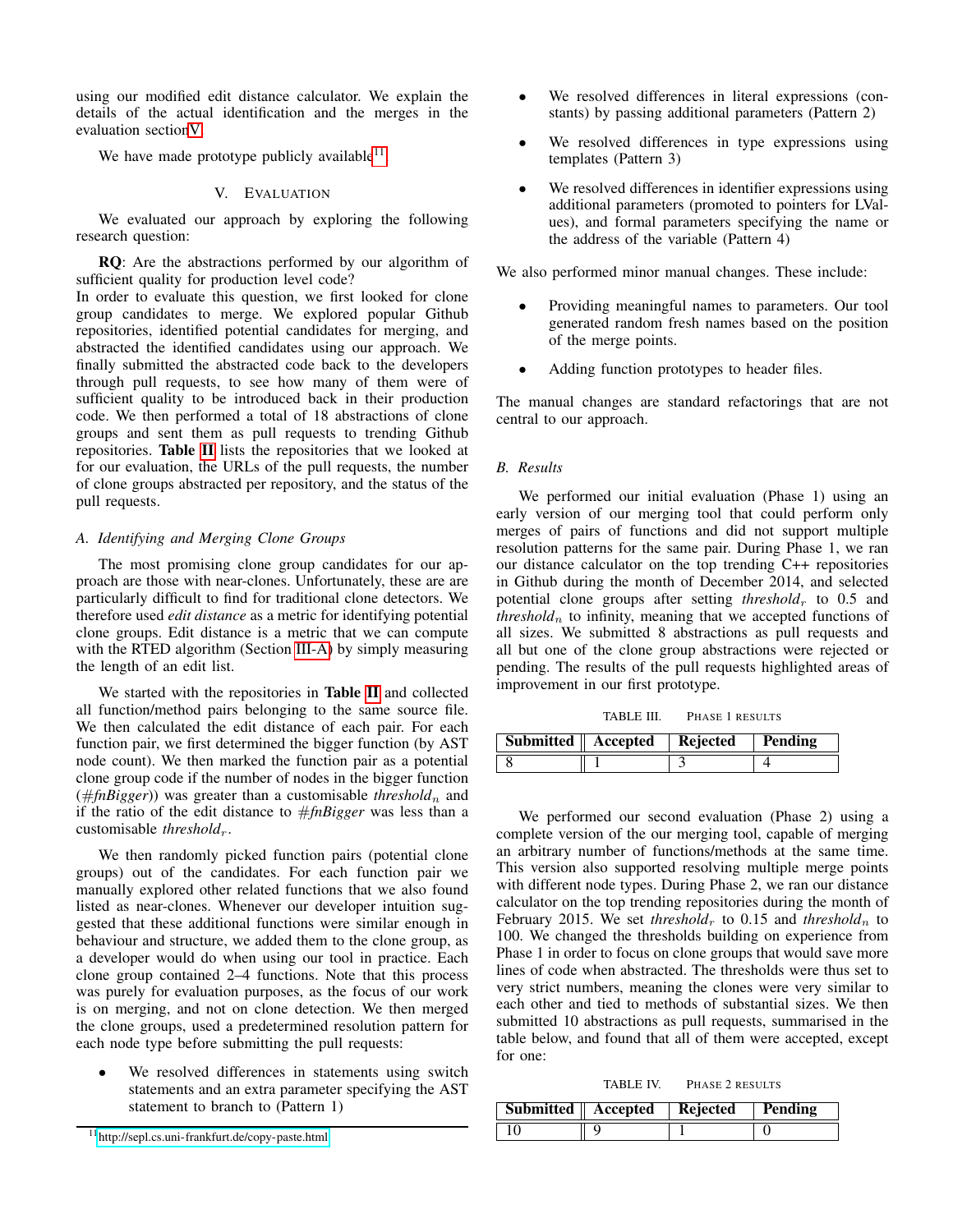using our modified edit distance calculator. We explain the details of the actual identification and the merges in the evaluation section V.

We have made prototype publicly available[11].

## V. Evaluation

We evaluated our approach by exploring the following research question:

**RQ**: Are the abstractions performed by our algorithm of sufficient quality for production level code?
In order to evaluate this question, we first looked for clone group candidates to merge. We explored popular Github repositories, identified potential candidates for merging, and abstracted the identified candidates using our approach. We finally submitted the abstracted code back to the developers through pull requests, to see how many of them were of sufficient quality to be introduced back in their production code. We then performed a total of 18 abstractions of clone groups and sent them as pull requests to trending Github repositories. **Table II** lists the repositories that we looked at for our evaluation, the URLs of the pull requests, the number of clone groups abstracted per repository, and the status of the pull requests.

### A. Identifying and Merging Clone Groups

The most promising clone group candidates for our approach are those with near-clones. Unfortunately, these are are particularly difficult to find for traditional clone detectors. We therefore used *edit distance* as a metric for identifying potential clone groups. Edit distance is a metric that we can compute with the RTED algorithm (Section III-A) by simply measuring the length of an edit list.

We started with the repositories in **Table II** and collected all function/method pairs belonging to the same source file. We then calculated the edit distance of each pair. For each function pair, we first determined the bigger function (by AST node count). We then marked the function pair as a potential clone group code if the number of nodes in the bigger function (*#fnBigger*)) was greater than a customisable $threshold_n$ and if the ratio of the edit distance to *#fnBigger* was less than a customisable $threshold_r$.

We then randomly picked function pairs (potential clone groups) out of the candidates. For each function pair we manually explored other related functions that we also found listed as near-clones. Whenever our developer intuition suggested that these additional functions were similar enough in behaviour and structure, we added them to the clone group, as a developer would do when using our tool in practice. Each clone group contained 2–4 functions. Note that this process was purely for evaluation purposes, as the focus of our work is on merging, and not on clone detection. We then merged the clone groups, used a predetermined resolution pattern for each node type before submitting the pull requests:

- We resolved differences in statements using switch statements and an extra parameter specifying the AST statement to branch to (Pattern 1)
- We resolved differences in literal expressions (constants) by passing additional parameters (Pattern 2)
- We resolved differences in type expressions using templates (Pattern 3)
- We resolved differences in identifier expressions using additional parameters (promoted to pointers for LValues), and formal parameters specifying the name or the address of the variable (Pattern 4)

We also performed minor manual changes. These include:

- Providing meaningful names to parameters. Our tool generated random fresh names based on the position of the merge points.
- Adding function prototypes to header files.

The manual changes are standard refactorings that are not central to our approach.

### B. Results

We performed our initial evaluation (Phase 1) using an early version of our merging tool that could perform only merges of pairs of functions and did not support multiple resolution patterns for the same pair. During Phase 1, we ran our distance calculator on the top trending C++ repositories in Github during the month of December 2014, and selected potential clone groups after setting $threshold_r$ to 0.5 and $threshold_n$ to infinity, meaning that we accepted functions of all sizes. We submitted 8 abstractions as pull requests and all but one of the clone group abstractions were rejected or pending. The results of the pull requests highlighted areas of improvement in our first prototype.

TABLE III. Phase 1 results

| Submitted | Accepted | Rejected | Pending |
|---|---|---|---|
| 8 | 1 | 3 | 4 |

We performed our second evaluation (Phase 2) using a complete version of the our merging tool, capable of merging an arbitrary number of functions/methods at the same time. This version also supported resolving multiple merge points with different node types. During Phase 2, we ran our distance calculator on the top trending repositories during the month of February 2015. We set $threshold_r$ to 0.15 and $threshold_n$ to 100. We changed the thresholds building on experience from Phase 1 in order to focus on clone groups that would save more lines of code when abstracted. The thresholds were thus set to very strict numbers, meaning the clones were very similar to each other and tied to methods of substantial sizes. We then submitted 10 abstractions as pull requests, summarised in the table below, and found that all of them were accepted, except for one:

TABLE IV. Phase 2 results

| Submitted | Accepted | Rejected | Pending |
|---|---|---|---|
| 10 | 9 | 1 | 0 |

[11] http://sepl.cs.uni-frankfurt.de/copy-paste.html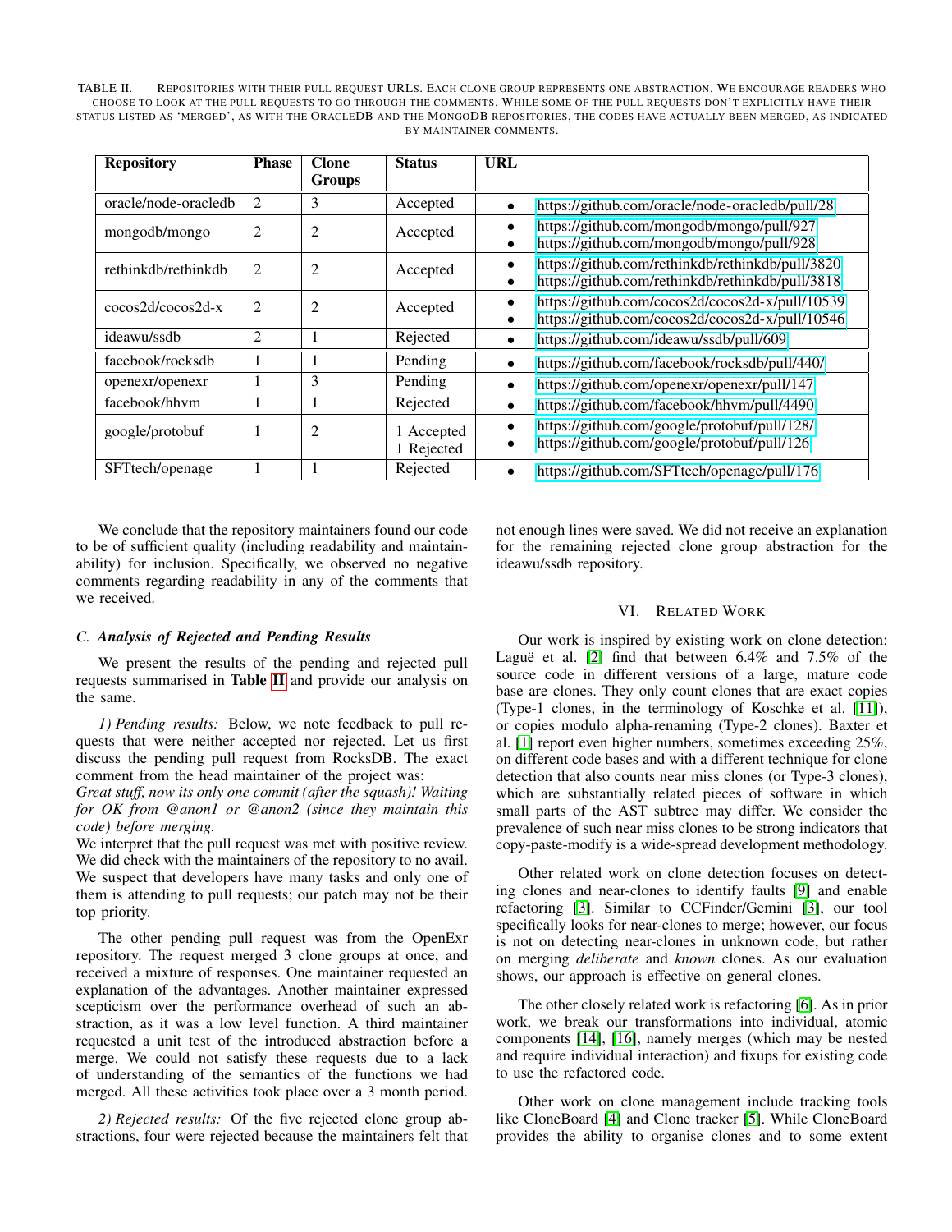TABLE II. Repositories with their pull request URLs. Each clone group represents one abstraction. We encourage readers who choose to look at the pull requests to go through the comments. While some of the pull requests don't explicitly have their status listed as 'merged', as with the OracleDB and the MongoDB repositories, the codes have actually been merged, as indicated by maintainer comments.

| Repository | Phase | Clone Groups | Status | URL |
|---|---|---|---|---|
| oracle/node-oracledb | 2 | 3 | Accepted | • https://github.com/oracle/node-oracledb/pull/28 |
| mongodb/mongo | 2 | 2 | Accepted | • https://github.com/mongodb/mongo/pull/927<br>• https://github.com/mongodb/mongo/pull/928 |
| rethinkdb/rethinkdb | 2 | 2 | Accepted | • https://github.com/rethinkdb/rethinkdb/pull/3820<br>• https://github.com/rethinkdb/rethinkdb/pull/3818 |
| cocos2d/cocos2d-x | 2 | 2 | Accepted | • https://github.com/cocos2d/cocos2d-x/pull/10539<br>• https://github.com/cocos2d/cocos2d-x/pull/10546 |
| ideawu/ssdb | 2 | 1 | Rejected | • https://github.com/ideawu/ssdb/pull/609 |
| facebook/rocksdb | 1 | 1 | Pending | • https://github.com/facebook/rocksdb/pull/440/ |
| openexr/openexr | 1 | 3 | Pending | • https://github.com/openexr/openexr/pull/147 |
| facebook/hhvm | 1 | 1 | Rejected | • https://github.com/facebook/hhvm/pull/4490 |
| google/protobuf | 1 | 2 | 1 Accepted<br>1 Rejected | • https://github.com/google/protobuf/pull/128/<br>• https://github.com/google/protobuf/pull/126 |
| SFTtech/openage | 1 | 1 | Rejected | • https://github.com/SFTtech/openage/pull/176 |

We conclude that the repository maintainers found our code to be of sufficient quality (including readability and maintainability) for inclusion. Specifically, we observed no negative comments regarding readability in any of the comments that we received.

### C. Analysis of Rejected and Pending Results

We present the results of the pending and rejected pull requests summarised in **Table II** and provide our analysis on the same.

*1) Pending results:* Below, we note feedback to pull requests that were neither accepted nor rejected. Let us first discuss the pending pull request from RocksDB. The exact comment from the head maintainer of the project was:

*Great stuff, now its only one commit (after the squash)! Waiting for OK from @anon1 or @anon2 (since they maintain this code) before merging.*

We interpret that the pull request was met with positive review. We did check with the maintainers of the repository to no avail. We suspect that developers have many tasks and only one of them is attending to pull requests; our patch may not be their top priority.

The other pending pull request was from the OpenExr repository. The request merged 3 clone groups at once, and received a mixture of responses. One maintainer requested an explanation of the advantages. Another maintainer expressed scepticism over the performance overhead of such an abstraction, as it was a low level function. A third maintainer requested a unit test of the introduced abstraction before a merge. We could not satisfy these requests due to a lack of understanding of the semantics of the functions we had merged. All these activities took place over a 3 month period.

*2) Rejected results:* Of the five rejected clone group abstractions, four were rejected because the maintainers felt that not enough lines were saved. We did not receive an explanation for the remaining rejected clone group abstraction for the ideawu/ssdb repository.

## VI. Related Work

Our work is inspired by existing work on clone detection: Laguë et al. [2] find that between 6.4% and 7.5% of the source code in different versions of a large, mature code base are clones. They only count clones that are exact copies (Type-1 clones, in the terminology of Koschke et al. [11]), or copies modulo alpha-renaming (Type-2 clones). Baxter et al. [1] report even higher numbers, sometimes exceeding 25%, on different code bases and with a different technique for clone detection that also counts near miss clones (or Type-3 clones), which are substantially related pieces of software in which small parts of the AST subtree may differ. We consider the prevalence of such near miss clones to be strong indicators that copy-paste-modify is a wide-spread development methodology.

Other related work on clone detection focuses on detecting clones and near-clones to identify faults [9] and enable refactoring [3]. Similar to CCFinder/Gemini [3], our tool specifically looks for near-clones to merge; however, our focus is not on detecting near-clones in unknown code, but rather on merging *deliberate* and *known* clones. As our evaluation shows, our approach is effective on general clones.

The other closely related work is refactoring [6]. As in prior work, we break our transformations into individual, atomic components [14], [16], namely merges (which may be nested and require individual interaction) and fixups for existing code to use the refactored code.

Other work on clone management include tracking tools like CloneBoard [4] and Clone tracker [5]. While CloneBoard provides the ability to organise clones and to some extent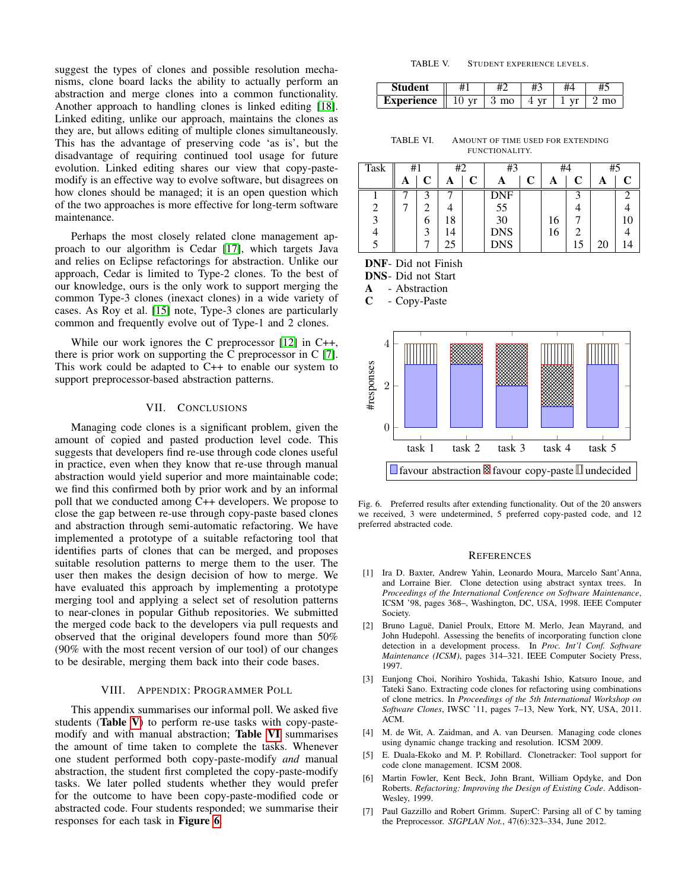suggest the types of clones and possible resolution mechanisms, clone board lacks the ability to actually perform an abstraction and merge clones into a common functionality. Another approach to handling clones is linked editing [18]. Linked editing, unlike our approach, maintains the clones as they are, but allows editing of multiple clones simultaneously. This has the advantage of preserving code 'as is', but the disadvantage of requiring continued tool usage for future evolution. Linked editing shares our view that copy-paste-modify is an effective way to evolve software, but disagrees on how clones should be managed; it is an open question which of the two approaches is more effective for long-term software maintenance.

Perhaps the most closely related clone management approach to our algorithm is Cedar [17], which targets Java and relies on Eclipse refactorings for abstraction. Unlike our approach, Cedar is limited to Type-2 clones. To the best of our knowledge, ours is the only work to support merging the common Type-3 clones (inexact clones) in a wide variety of cases. As Roy et al. [15] note, Type-3 clones are particularly common and frequently evolve out of Type-1 and 2 clones.

While our work ignores the C preprocessor [12] in C++, there is prior work on supporting the C preprocessor in C [7]. This work could be adapted to C++ to enable our system to support preprocessor-based abstraction patterns.

## VII. Conclusions

Managing code clones is a significant problem, given the amount of copied and pasted production level code. This suggests that developers find re-use through code clones useful in practice, even when they know that re-use through manual abstraction would yield superior and more maintainable code; we find this confirmed both by prior work and by an informal poll that we conducted among C++ developers. We propose to close the gap between re-use through copy-paste based clones and abstraction through semi-automatic refactoring. We have implemented a prototype of a suitable refactoring tool that identifies parts of clones that can be merged, and proposes suitable resolution patterns to merge them to the user. The user then makes the design decision of how to merge. We have evaluated this approach by implementing a prototype merging tool and applying a select set of resolution patterns to near-clones in popular Github repositories. We submitted the merged code back to the developers via pull requests and observed that the original developers found more than 50% (90% with the most recent version of our tool) of our changes to be desirable, merging them back into their code bases.

## VIII. Appendix: Programmer Poll

This appendix summarises our informal poll. We asked five students (**Table V**) to perform re-use tasks with copy-paste-modify and with manual abstraction; **Table VI** summarises the amount of time taken to complete the tasks. Whenever one student performed both copy-paste-modify *and* manual abstraction, the student first completed the copy-paste-modify tasks. We later polled students whether they would prefer for the outcome to have been copy-paste-modified code or abstracted code. Four students responded; we summarise their responses for each task in **Figure 6**.

TABLE V. Student experience levels.

| Student | #1 | #2 | #3 | #4 | #5 |
|---|---|---|---|---|---|
| Experience | 10 yr | 3 mo | 4 yr | 1 yr | 2 mo |

TABLE VI. Amount of time used for extending functionality.

| Task | #1 | | #2 | | #3 | | #4 | | #5 | |
|---|---|---|---|---|---|---|---|---|---|---|
| | **A** | **C** | **A** | **C** | **A** | **C** | **A** | **C** | **A** | **C** |
| 1 | 7 | 3 | 7 | | DNF | | | 3 | | 2 |
| 2 | 7 | 2 | 4 | | 55 | | | 4 | | 4 |
| 3 | | 6 | 18 | | 30 | | 16 | 7 | | 10 |
| 4 | | 3 | 14 | | DNS | | 16 | 2 | | 4 |
| 5 | | 7 | 25 | | DNS | | | 15 | 20 | 14 |

**DNF**- Did not Finish
**DNS**- Did not Start
**A** - Abstraction
**C** - Copy-Paste

Fig. 6. Preferred results after extending functionality. Out of the 20 answers we received, 3 were undetermined, 5 preferred copy-pasted code, and 12 preferred abstracted code.

## References

[1] Ira D. Baxter, Andrew Yahin, Leonardo Moura, Marcelo Sant'Anna, and Lorraine Bier. Clone detection using abstract syntax trees. In *Proceedings of the International Conference on Software Maintenance*, ICSM '98, pages 368–, Washington, DC, USA, 1998. IEEE Computer Society.

[2] Bruno Laguë, Daniel Proulx, Ettore M. Merlo, Jean Mayrand, and John Hudepohl. Assessing the benefits of incorporating function clone detection in a development process. In *Proc. Int'l Conf. Software Maintenance (ICSM)*, pages 314–321. IEEE Computer Society Press, 1997.

[3] Eunjong Choi, Norihiro Yoshida, Takashi Ishio, Katsuro Inoue, and Tateki Sano. Extracting code clones for refactoring using combinations of clone metrics. In *Proceedings of the 5th International Workshop on Software Clones*, IWSC '11, pages 7–13, New York, NY, USA, 2011. ACM.

[4] M. de Wit, A. Zaidman, and A. van Deursen. Managing code clones using dynamic change tracking and resolution. ICSM 2009.

[5] E. Duala-Ekoko and M. P. Robillard. Clonetracker: Tool support for code clone management. ICSM 2008.

[6] Martin Fowler, Kent Beck, John Brant, William Opdyke, and Don Roberts. *Refactoring: Improving the Design of Existing Code*. Addison-Wesley, 1999.

[7] Paul Gazzillo and Robert Grimm. SuperC: Parsing all of C by taming the Preprocessor. *SIGPLAN Not.*, 47(6):323–334, June 2012.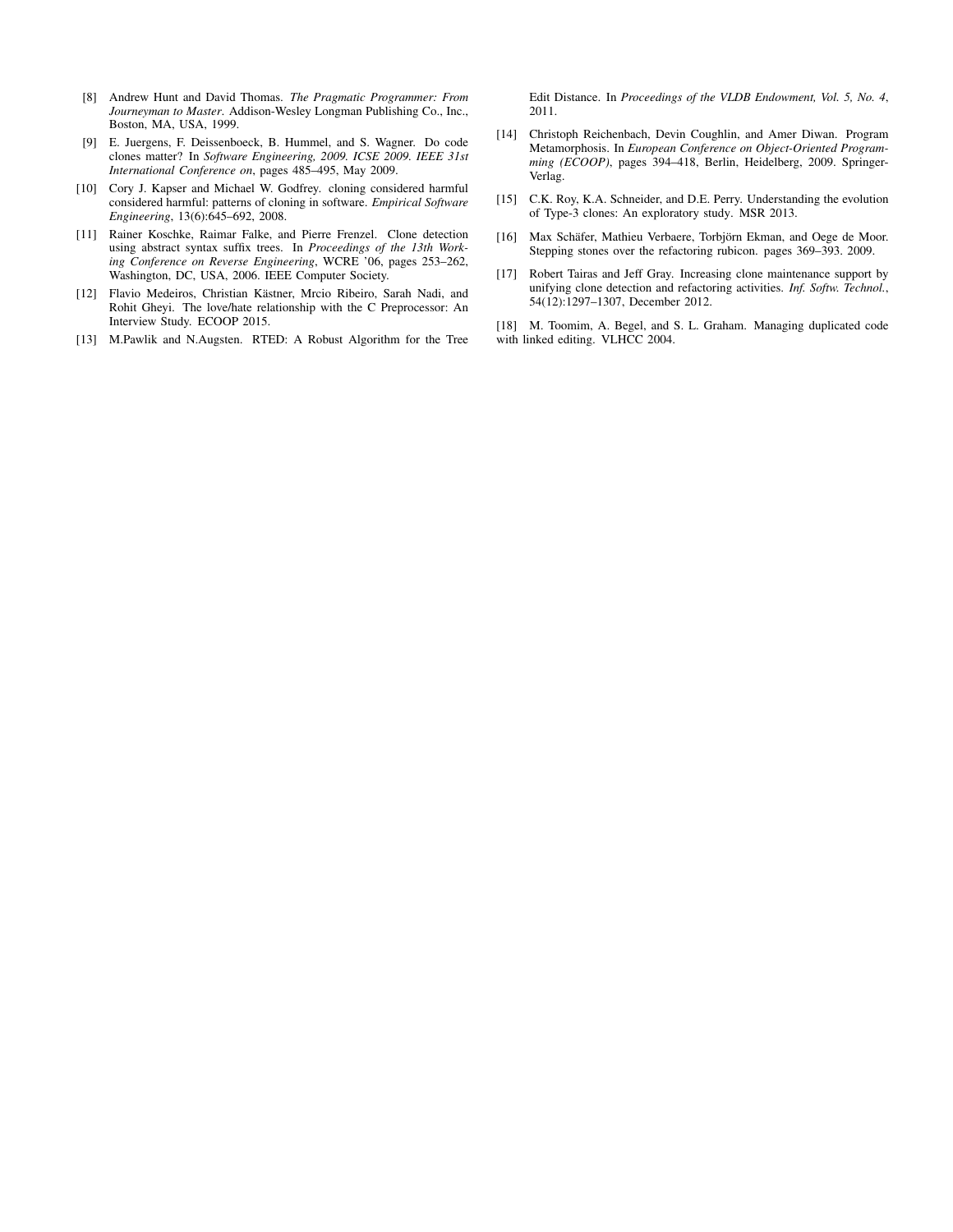[8] Andrew Hunt and David Thomas. *The Pragmatic Programmer: From Journeyman to Master*. Addison-Wesley Longman Publishing Co., Inc., Boston, MA, USA, 1999.

[9] E. Juergens, F. Deissenboeck, B. Hummel, and S. Wagner. Do code clones matter? In *Software Engineering, 2009. ICSE 2009. IEEE 31st International Conference on*, pages 485–495, May 2009.

[10] Cory J. Kapser and Michael W. Godfrey. cloning considered harmful considered harmful: patterns of cloning in software. *Empirical Software Engineering*, 13(6):645–692, 2008.

[11] Rainer Koschke, Raimar Falke, and Pierre Frenzel. Clone detection using abstract syntax suffix trees. In *Proceedings of the 13th Working Conference on Reverse Engineering*, WCRE '06, pages 253–262, Washington, DC, USA, 2006. IEEE Computer Society.

[12] Flavio Medeiros, Christian Kästner, Mrcio Ribeiro, Sarah Nadi, and Rohit Gheyi. The love/hate relationship with the C Preprocessor: An Interview Study. ECOOP 2015.

[13] M.Pawlik and N.Augsten. RTED: A Robust Algorithm for the Tree Edit Distance. In *Proceedings of the VLDB Endowment, Vol. 5, No. 4*, 2011.

[14] Christoph Reichenbach, Devin Coughlin, and Amer Diwan. Program Metamorphosis. In *European Conference on Object-Oriented Programming (ECOOP)*, pages 394–418, Berlin, Heidelberg, 2009. Springer-Verlag.

[15] C.K. Roy, K.A. Schneider, and D.E. Perry. Understanding the evolution of Type-3 clones: An exploratory study. MSR 2013.

[16] Max Schäfer, Mathieu Verbaere, Torbjörn Ekman, and Oege de Moor. Stepping stones over the refactoring rubicon. pages 369–393. 2009.

[17] Robert Tairas and Jeff Gray. Increasing clone maintenance support by unifying clone detection and refactoring activities. *Inf. Softw. Technol.*, 54(12):1297–1307, December 2012.

[18] M. Toomim, A. Begel, and S. L. Graham. Managing duplicated code with linked editing. VLHCC 2004.